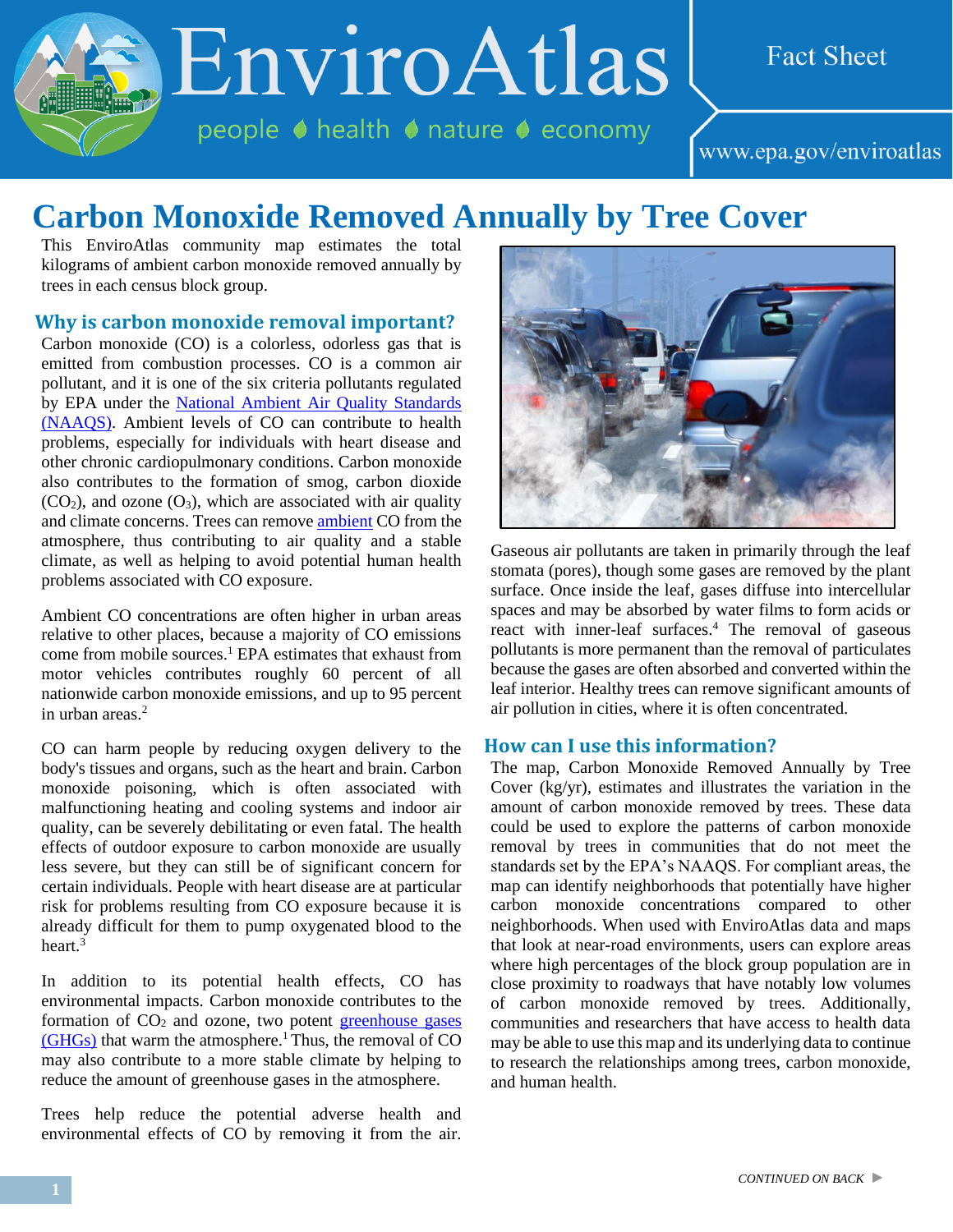# Carbon Monoxide Removed Annually by Tree Cover

This EnviroAtlas community map estimates the total kilograms of ambient carbon monoxide removed annually by trees in each census block group.

## Why is carbon monoxide removal important?

Carbon monoxide (CO) is a colorless, odorless gas that is emitted from combustion processes. CO is a common air pollutant, and it is one of the six criteria pollutants regulated by EPA under the National Ambient Air Quality Standards (NAAQS). Ambient levels of CO can contribute to health problems, especially for individuals with heart disease and other chronic cardiopulmonary conditions. Carbon monoxide also contributes to the formation of smog, carbon dioxide ($CO_2$), and ozone ($O_3$), which are associated with air quality and climate concerns. Trees can remove ambient CO from the atmosphere, thus contributing to air quality and a stable climate, as well as helping to avoid potential human health problems associated with CO exposure.

Ambient CO concentrations are often higher in urban areas relative to other places, because a majority of CO emissions come from mobile sources.[1] EPA estimates that exhaust from motor vehicles contributes roughly 60 percent of all nationwide carbon monoxide emissions, and up to 95 percent in urban areas.[2]

CO can harm people by reducing oxygen delivery to the body's tissues and organs, such as the heart and brain. Carbon monoxide poisoning, which is often associated with malfunctioning heating and cooling systems and indoor air quality, can be severely debilitating or even fatal. The health effects of outdoor exposure to carbon monoxide are usually less severe, but they can still be of significant concern for certain individuals. People with heart disease are at particular risk for problems resulting from CO exposure because it is already difficult for them to pump oxygenated blood to the heart.[3]

In addition to its potential health effects, CO has environmental impacts. Carbon monoxide contributes to the formation of $CO_2$ and ozone, two potent greenhouse gases (GHGs) that warm the atmosphere.[1] Thus, the removal of CO may also contribute to a more stable climate by helping to reduce the amount of greenhouse gases in the atmosphere.

Trees help reduce the potential adverse health and environmental effects of CO by removing it from the air. Gaseous air pollutants are taken in primarily through the leaf stomata (pores), though some gases are removed by the plant surface. Once inside the leaf, gases diffuse into intercellular spaces and may be absorbed by water films to form acids or react with inner-leaf surfaces.[4] The removal of gaseous pollutants is more permanent than the removal of particulates because the gases are often absorbed and converted within the leaf interior. Healthy trees can remove significant amounts of air pollution in cities, where it is often concentrated.

## How can I use this information?

The map, Carbon Monoxide Removed Annually by Tree Cover (kg/yr), estimates and illustrates the variation in the amount of carbon monoxide removed by trees. These data could be used to explore the patterns of carbon monoxide removal by trees in communities that do not meet the standards set by the EPA's NAAQS. For compliant areas, the map can identify neighborhoods that potentially have higher carbon monoxide concentrations compared to other neighborhoods. When used with EnviroAtlas data and maps that look at near-road environments, users can explore areas where high percentages of the block group population are in close proximity to roadways that have notably low volumes of carbon monoxide removed by trees. Additionally, communities and researchers that have access to health data may be able to use this map and its underlying data to continue to research the relationships among trees, carbon monoxide, and human health.

*CONTINUED ON BACK* ►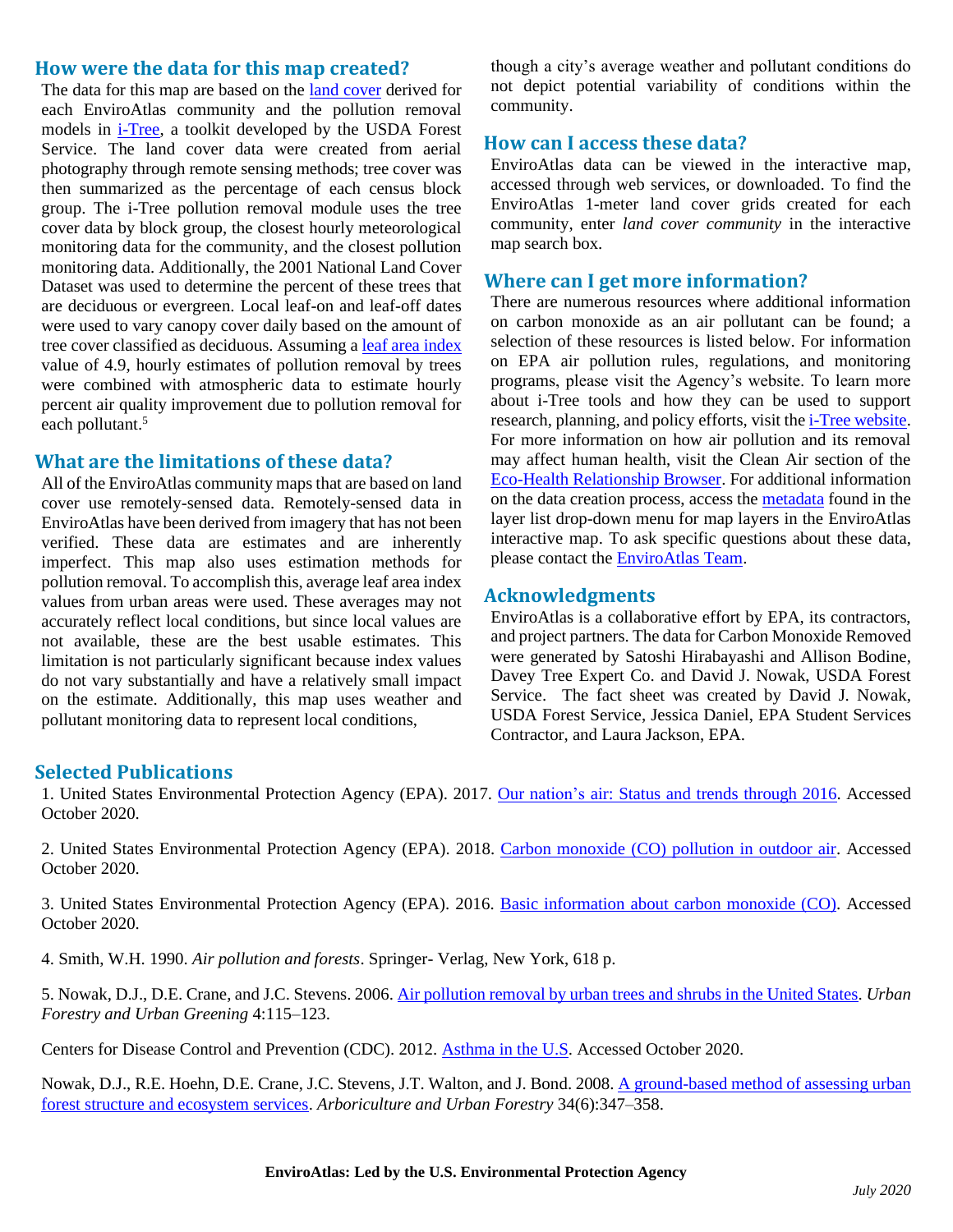## How were the data for this map created?

The data for this map are based on the land cover derived for each EnviroAtlas community and the pollution removal models in i-Tree, a toolkit developed by the USDA Forest Service. The land cover data were created from aerial photography through remote sensing methods; tree cover was then summarized as the percentage of each census block group. The i-Tree pollution removal module uses the tree cover data by block group, the closest hourly meteorological monitoring data for the community, and the closest pollution monitoring data. Additionally, the 2001 National Land Cover Dataset was used to determine the percent of these trees that are deciduous or evergreen. Local leaf-on and leaf-off dates were used to vary canopy cover daily based on the amount of tree cover classified as deciduous. Assuming a leaf area index value of 4.9, hourly estimates of pollution removal by trees were combined with atmospheric data to estimate hourly percent air quality improvement due to pollution removal for each pollutant.[5]

## What are the limitations of these data?

All of the EnviroAtlas community maps that are based on land cover use remotely-sensed data. Remotely-sensed data in EnviroAtlas have been derived from imagery that has not been verified. These data are estimates and are inherently imperfect. This map also uses estimation methods for pollution removal. To accomplish this, average leaf area index values from urban areas were used. These averages may not accurately reflect local conditions, but since local values are not available, these are the best usable estimates. This limitation is not particularly significant because index values do not vary substantially and have a relatively small impact on the estimate. Additionally, this map uses weather and pollutant monitoring data to represent local conditions, though a city's average weather and pollutant conditions do not depict potential variability of conditions within the community.

## How can I access these data?

EnviroAtlas data can be viewed in the interactive map, accessed through web services, or downloaded. To find the EnviroAtlas 1-meter land cover grids created for each community, enter *land cover community* in the interactive map search box.

## Where can I get more information?

There are numerous resources where additional information on carbon monoxide as an air pollutant can be found; a selection of these resources is listed below. For information on EPA air pollution rules, regulations, and monitoring programs, please visit the Agency's website. To learn more about i-Tree tools and how they can be used to support research, planning, and policy efforts, visit the i-Tree website. For more information on how air pollution and its removal may affect human health, visit the Clean Air section of the Eco-Health Relationship Browser. For additional information on the data creation process, access the metadata found in the layer list drop-down menu for map layers in the EnviroAtlas interactive map. To ask specific questions about these data, please contact the EnviroAtlas Team.

## Acknowledgments

EnviroAtlas is a collaborative effort by EPA, its contractors, and project partners. The data for Carbon Monoxide Removed were generated by Satoshi Hirabayashi and Allison Bodine, Davey Tree Expert Co. and David J. Nowak, USDA Forest Service. The fact sheet was created by David J. Nowak, USDA Forest Service, Jessica Daniel, EPA Student Services Contractor, and Laura Jackson, EPA.

## Selected Publications

1. United States Environmental Protection Agency (EPA). 2017. Our nation's air: Status and trends through 2016. Accessed October 2020.

2. United States Environmental Protection Agency (EPA). 2018. Carbon monoxide (CO) pollution in outdoor air. Accessed October 2020.

3. United States Environmental Protection Agency (EPA). 2016. Basic information about carbon monoxide (CO). Accessed October 2020.

4. Smith, W.H. 1990. *Air pollution and forests*. Springer- Verlag, New York, 618 p.

5. Nowak, D.J., D.E. Crane, and J.C. Stevens. 2006. Air pollution removal by urban trees and shrubs in the United States. *Urban Forestry and Urban Greening* 4:115–123.

Centers for Disease Control and Prevention (CDC). 2012. Asthma in the U.S. Accessed October 2020.

Nowak, D.J., R.E. Hoehn, D.E. Crane, J.C. Stevens, J.T. Walton, and J. Bond. 2008. A ground-based method of assessing urban forest structure and ecosystem services. *Arboriculture and Urban Forestry* 34(6):347–358.

**EnviroAtlas: Led by the U.S. Environmental Protection Agency**

*July 2020*